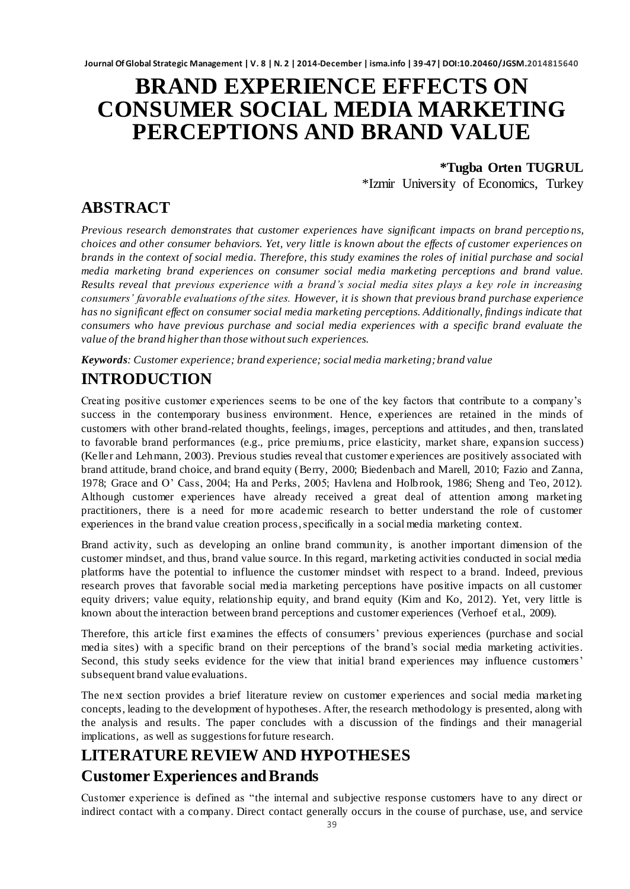# BRAND EXPERIENCE EFFECTS ON CONSUMER SOCIAL MEDIA MARKETING PERCEPTIONS AND BRAND VALUE

**\*Tugba Orten TUGRUL**

\*Izmir University of Economics, Turkey

## ABSTRACT

*Previous research demonstrates that customer experiences have significant impacts on brand perceptions, choices and other consumer behaviors. Yet, very little is known about the effects of customer experiences on brands in the context of social media. Therefore, this study examines the roles of initial purchase and social media marketing brand experiences on consumer social media marketing perceptions and brand value. Results reveal that previous experience with a brand's social media sites plays a key role in increasing consumers' favorable evaluations of the sites. However, it is shown that previous brand purchase experience has no significant effect on consumer social media marketing perceptions. Additionally, findings indicate that consumers who have previous purchase and social media experiences with a specific brand evaluate the value of the brand higher than those without such experiences.*

***Keywords**: Customer experience; brand experience; social media marketing; brand value*

## INTRODUCTION

Creating positive customer experiences seems to be one of the key factors that contribute to a company's success in the contemporary business environment. Hence, experiences are retained in the minds of customers with other brand-related thoughts, feelings, images, perceptions and attitudes, and then, translated to favorable brand performances (e.g., price premiums, price elasticity, market share, expansion success) (Keller and Lehmann, 2003). Previous studies reveal that customer experiences are positively associated with brand attitude, brand choice, and brand equity (Berry, 2000; Biedenbach and Marell, 2010; Fazio and Zanna, 1978; Grace and O' Cass, 2004; Ha and Perks, 2005; Havlena and Holbrook, 1986; Sheng and Teo, 2012). Although customer experiences have already received a great deal of attention among marketing practitioners, there is a need for more academic research to better understand the role of customer experiences in the brand value creation process, specifically in a social media marketing context.

Brand activity, such as developing an online brand community, is another important dimension of the customer mindset, and thus, brand value source. In this regard, marketing activities conducted in social media platforms have the potential to influence the customer mindset with respect to a brand. Indeed, previous research proves that favorable social media marketing perceptions have positive impacts on all customer equity drivers; value equity, relationship equity, and brand equity (Kim and Ko, 2012). Yet, very little is known about the interaction between brand perceptions and customer experiences (Verhoef et al., 2009).

Therefore, this article first examines the effects of consumers' previous experiences (purchase and social media sites) with a specific brand on their perceptions of the brand's social media marketing activities. Second, this study seeks evidence for the view that initial brand experiences may influence customers' subsequent brand value evaluations.

The next section provides a brief literature review on customer experiences and social media marketing concepts, leading to the development of hypotheses. After, the research methodology is presented, along with the analysis and results. The paper concludes with a discussion of the findings and their managerial implications, as well as suggestions for future research.

## LITERATURE REVIEW AND HYPOTHESES

### Customer Experiences and Brands

Customer experience is defined as "the internal and subjective response customers have to any direct or indirect contact with a company. Direct contact generally occurs in the course of purchase, use, and service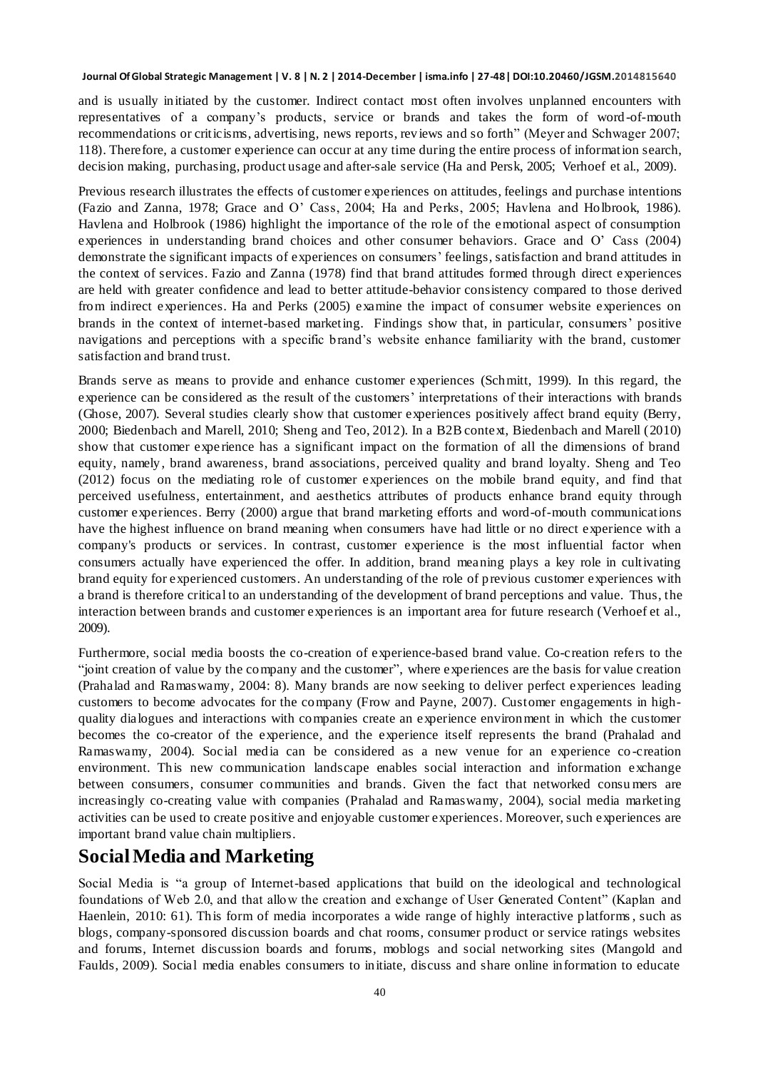and is usually initiated by the customer. Indirect contact most often involves unplanned encounters with representatives of a company's products, service or brands and takes the form of word-of-mouth recommendations or criticisms, advertising, news reports, reviews and so forth" (Meyer and Schwager 2007; 118). Therefore, a customer experience can occur at any time during the entire process of information search, decision making, purchasing, product usage and after-sale service (Ha and Persk, 2005; Verhoef et al., 2009).

Previous research illustrates the effects of customer experiences on attitudes, feelings and purchase intentions (Fazio and Zanna, 1978; Grace and O' Cass, 2004; Ha and Perks, 2005; Havlena and Holbrook, 1986). Havlena and Holbrook (1986) highlight the importance of the role of the emotional aspect of consumption experiences in understanding brand choices and other consumer behaviors. Grace and O' Cass (2004) demonstrate the significant impacts of experiences on consumers' feelings, satisfaction and brand attitudes in the context of services. Fazio and Zanna (1978) find that brand attitudes formed through direct experiences are held with greater confidence and lead to better attitude-behavior consistency compared to those derived from indirect experiences. Ha and Perks (2005) examine the impact of consumer website experiences on brands in the context of internet-based marketing. Findings show that, in particular, consumers' positive navigations and perceptions with a specific brand's website enhance familiarity with the brand, customer satisfaction and brand trust.

Brands serve as means to provide and enhance customer experiences (Schmitt, 1999). In this regard, the experience can be considered as the result of the customers' interpretations of their interactions with brands (Ghose, 2007). Several studies clearly show that customer experiences positively affect brand equity (Berry, 2000; Biedenbach and Marell, 2010; Sheng and Teo, 2012). In a B2B context, Biedenbach and Marell (2010) show that customer experience has a significant impact on the formation of all the dimensions of brand equity, namely, brand awareness, brand associations, perceived quality and brand loyalty. Sheng and Teo (2012) focus on the mediating role of customer experiences on the mobile brand equity, and find that perceived usefulness, entertainment, and aesthetics attributes of products enhance brand equity through customer experiences. Berry (2000) argue that brand marketing efforts and word-of-mouth communications have the highest influence on brand meaning when consumers have had little or no direct experience with a company's products or services. In contrast, customer experience is the most influential factor when consumers actually have experienced the offer. In addition, brand meaning plays a key role in cultivating brand equity for experienced customers. An understanding of the role of previous customer experiences with a brand is therefore critical to an understanding of the development of brand perceptions and value. Thus, the interaction between brands and customer experiences is an important area for future research (Verhoef et al., 2009).

Furthermore, social media boosts the co-creation of experience-based brand value. Co-creation refers to the "joint creation of value by the company and the customer", where experiences are the basis for value creation (Prahalad and Ramaswamy, 2004: 8). Many brands are now seeking to deliver perfect experiences leading customers to become advocates for the company (Frow and Payne, 2007). Customer engagements in high-quality dialogues and interactions with companies create an experience environment in which the customer becomes the co-creator of the experience, and the experience itself represents the brand (Prahalad and Ramaswamy, 2004). Social media can be considered as a new venue for an experience co-creation environment. This new communication landscape enables social interaction and information exchange between consumers, consumer communities and brands. Given the fact that networked consumers are increasingly co-creating value with companies (Prahalad and Ramaswamy, 2004), social media marketing activities can be used to create positive and enjoyable customer experiences. Moreover, such experiences are important brand value chain multipliers.

## Social Media and Marketing

Social Media is "a group of Internet-based applications that build on the ideological and technological foundations of Web 2.0, and that allow the creation and exchange of User Generated Content" (Kaplan and Haenlein, 2010: 61). This form of media incorporates a wide range of highly interactive platforms, such as blogs, company-sponsored discussion boards and chat rooms, consumer product or service ratings websites and forums, Internet discussion boards and forums, moblogs and social networking sites (Mangold and Faulds, 2009). Social media enables consumers to initiate, discuss and share online information to educate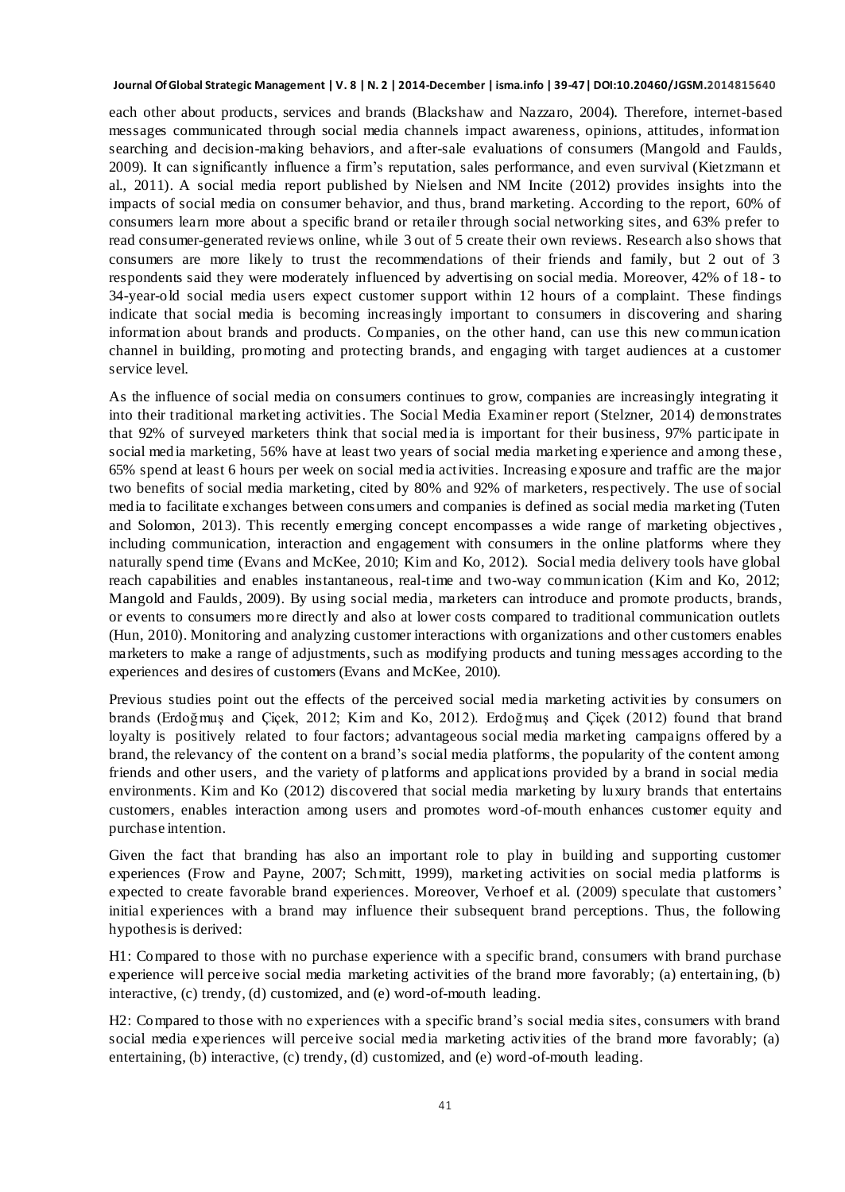each other about products, services and brands (Blackshaw and Nazzaro, 2004). Therefore, internet-based messages communicated through social media channels impact awareness, opinions, attitudes, information searching and decision-making behaviors, and after-sale evaluations of consumers (Mangold and Faulds, 2009). It can significantly influence a firm's reputation, sales performance, and even survival (Kietzmann et al., 2011). A social media report published by Nielsen and NM Incite (2012) provides insights into the impacts of social media on consumer behavior, and thus, brand marketing. According to the report, 60% of consumers learn more about a specific brand or retailer through social networking sites, and 63% prefer to read consumer-generated reviews online, while 3 out of 5 create their own reviews. Research also shows that consumers are more likely to trust the recommendations of their friends and family, but 2 out of 3 respondents said they were moderately influenced by advertising on social media. Moreover, 42% of 18- to 34-year-old social media users expect customer support within 12 hours of a complaint. These findings indicate that social media is becoming increasingly important to consumers in discovering and sharing information about brands and products. Companies, on the other hand, can use this new communication channel in building, promoting and protecting brands, and engaging with target audiences at a customer service level.

As the influence of social media on consumers continues to grow, companies are increasingly integrating it into their traditional marketing activities. The Social Media Examiner report (Stelzner, 2014) demonstrates that 92% of surveyed marketers think that social media is important for their business, 97% participate in social media marketing, 56% have at least two years of social media marketing experience and among these, 65% spend at least 6 hours per week on social media activities. Increasing exposure and traffic are the major two benefits of social media marketing, cited by 80% and 92% of marketers, respectively. The use of social media to facilitate exchanges between consumers and companies is defined as social media marketing (Tuten and Solomon, 2013). This recently emerging concept encompasses a wide range of marketing objectives, including communication, interaction and engagement with consumers in the online platforms where they naturally spend time (Evans and McKee, 2010; Kim and Ko, 2012). Social media delivery tools have global reach capabilities and enables instantaneous, real-time and two-way communication (Kim and Ko, 2012; Mangold and Faulds, 2009). By using social media, marketers can introduce and promote products, brands, or events to consumers more directly and also at lower costs compared to traditional communication outlets (Hun, 2010). Monitoring and analyzing customer interactions with organizations and other customers enables marketers to make a range of adjustments, such as modifying products and tuning messages according to the experiences and desires of customers (Evans and McKee, 2010).

Previous studies point out the effects of the perceived social media marketing activities by consumers on brands (Erdoğmuş and Çiçek, 2012; Kim and Ko, 2012). Erdoğmuş and Çiçek (2012) found that brand loyalty is positively related to four factors; advantageous social media marketing campaigns offered by a brand, the relevancy of the content on a brand's social media platforms, the popularity of the content among friends and other users, and the variety of platforms and applications provided by a brand in social media environments. Kim and Ko (2012) discovered that social media marketing by luxury brands that entertains customers, enables interaction among users and promotes word-of-mouth enhances customer equity and purchase intention.

Given the fact that branding has also an important role to play in building and supporting customer experiences (Frow and Payne, 2007; Schmitt, 1999), marketing activities on social media platforms is expected to create favorable brand experiences. Moreover, Verhoef et al. (2009) speculate that customers' initial experiences with a brand may influence their subsequent brand perceptions. Thus, the following hypothesis is derived:

H1: Compared to those with no purchase experience with a specific brand, consumers with brand purchase experience will perceive social media marketing activities of the brand more favorably; (a) entertaining, (b) interactive, (c) trendy, (d) customized, and (e) word-of-mouth leading.

H2: Compared to those with no experiences with a specific brand's social media sites, consumers with brand social media experiences will perceive social media marketing activities of the brand more favorably; (a) entertaining, (b) interactive, (c) trendy, (d) customized, and (e) word-of-mouth leading.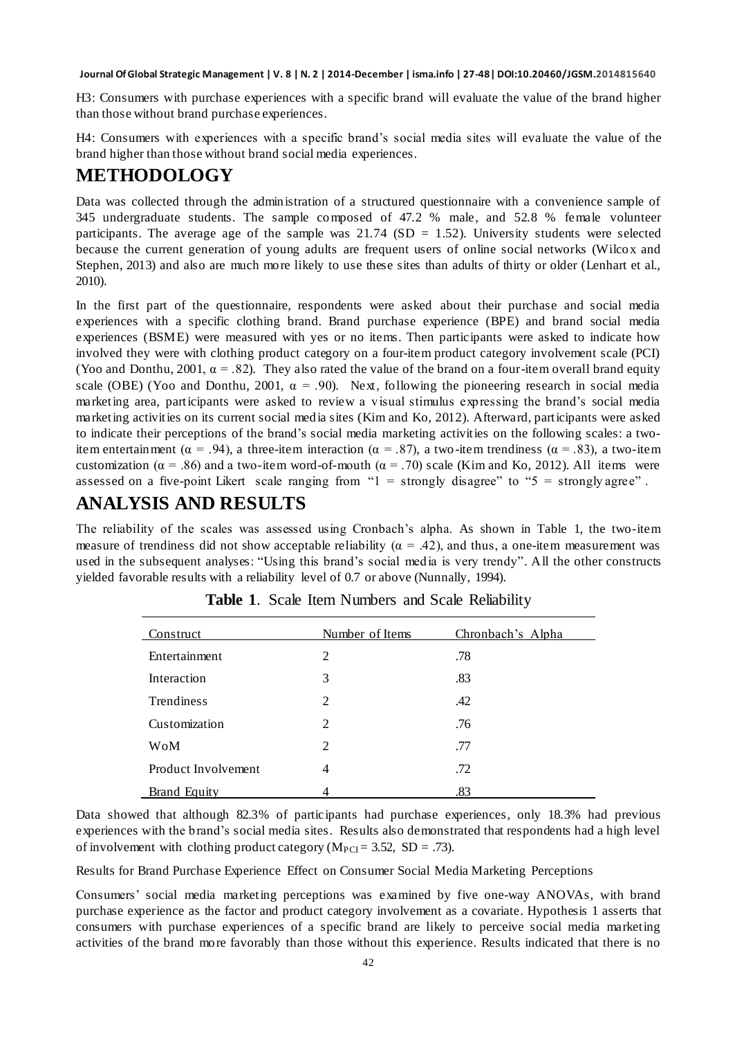H3: Consumers with purchase experiences with a specific brand will evaluate the value of the brand higher than those without brand purchase experiences.

H4: Consumers with experiences with a specific brand's social media sites will evaluate the value of the brand higher than those without brand social media experiences.

# METHODOLOGY

Data was collected through the administration of a structured questionnaire with a convenience sample of 345 undergraduate students. The sample composed of 47.2 % male, and 52.8 % female volunteer participants. The average age of the sample was 21.74 (SD = 1.52). University students were selected because the current generation of young adults are frequent users of online social networks (Wilcox and Stephen, 2013) and also are much more likely to use these sites than adults of thirty or older (Lenhart et al., 2010).

In the first part of the questionnaire, respondents were asked about their purchase and social media experiences with a specific clothing brand. Brand purchase experience (BPE) and brand social media experiences (BSME) were measured with yes or no items. Then participants were asked to indicate how involved they were with clothing product category on a four-item product category involvement scale (PCI) (Yoo and Donthu, 2001, $\alpha = .82$). They also rated the value of the brand on a four-item overall brand equity scale (OBE) (Yoo and Donthu, 2001, $\alpha = .90$). Next, following the pioneering research in social media marketing area, participants were asked to review a visual stimulus expressing the brand's social media marketing activities on its current social media sites (Kim and Ko, 2012). Afterward, participants were asked to indicate their perceptions of the brand's social media marketing activities on the following scales: a two-item entertainment ($\alpha = .94$), a three-item interaction ($\alpha = .87$), a two-item trendiness ($\alpha = .83$), a two-item customization ($\alpha = .86$) and a two-item word-of-mouth ($\alpha = .70$) scale (Kim and Ko, 2012). All items were assessed on a five-point Likert scale ranging from "1 = strongly disagree" to "5 = strongly agree".

# ANALYSIS AND RESULTS

The reliability of the scales was assessed using Cronbach's alpha. As shown in Table 1, the two-item measure of trendiness did not show acceptable reliability ($\alpha = .42$), and thus, a one-item measurement was used in the subsequent analyses: "Using this brand's social media is very trendy". All the other constructs yielded favorable results with a reliability level of 0.7 or above (Nunnally, 1994).

**Table 1**. Scale Item Numbers and Scale Reliability

| Construct | Number of Items | Chronbach's Alpha |
|---|---|---|
| Entertainment | 2 | .78 |
| Interaction | 3 | .83 |
| Trendiness | 2 | .42 |
| Customization | 2 | .76 |
| WoM | 2 | .77 |
| Product Involvement | 4 | .72 |
| Brand Equity | 4 | .83 |

Data showed that although 82.3% of participants had purchase experiences, only 18.3% had previous experiences with the brand's social media sites. Results also demonstrated that respondents had a high level of involvement with clothing product category ($M_{PCI} = 3.52$, SD = .73).

Results for Brand Purchase Experience Effect on Consumer Social Media Marketing Perceptions

Consumers' social media marketing perceptions was examined by five one-way ANOVAs, with brand purchase experience as the factor and product category involvement as a covariate. Hypothesis 1 asserts that consumers with purchase experiences of a specific brand are likely to perceive social media marketing activities of the brand more favorably than those without this experience. Results indicated that there is no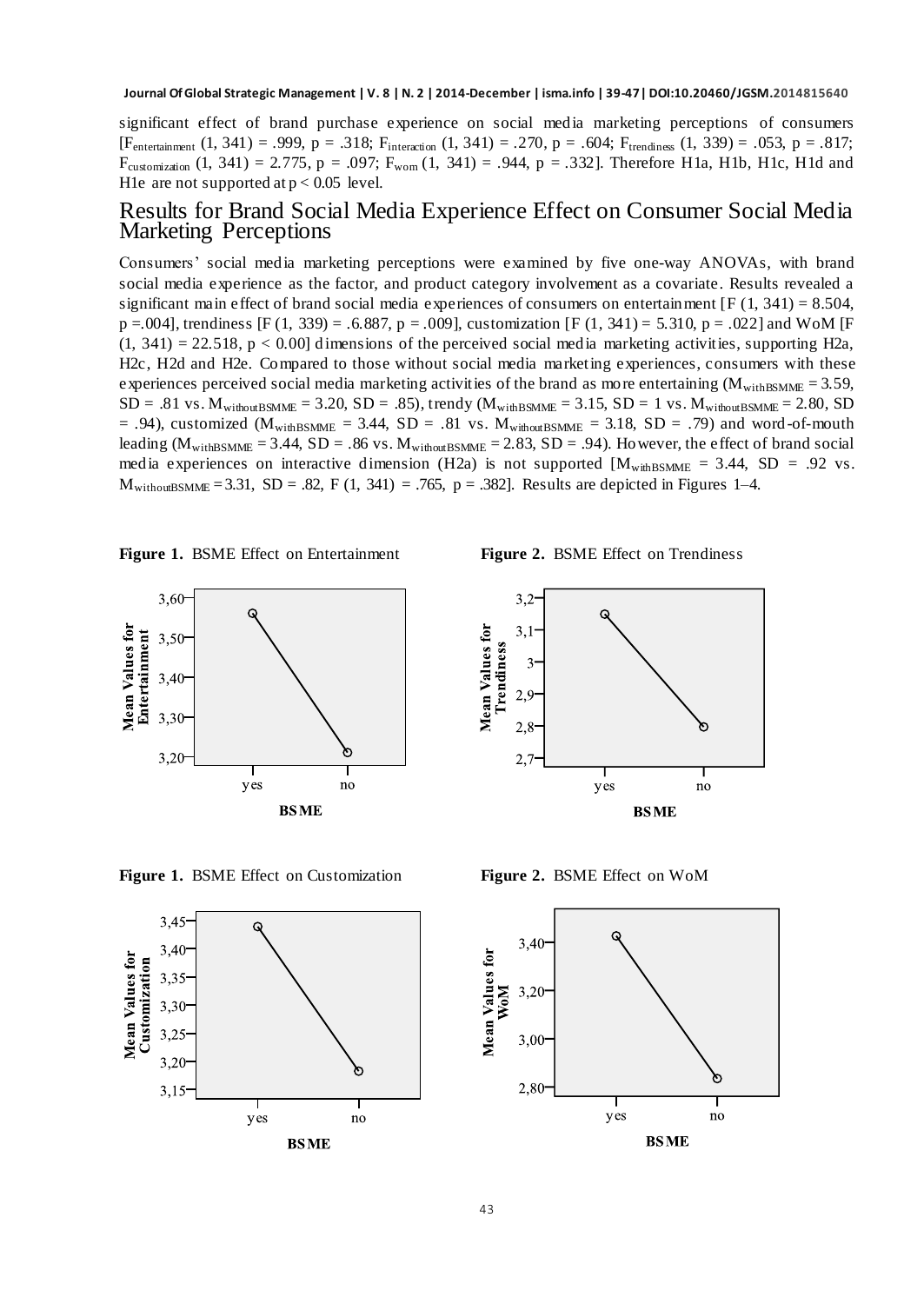significant effect of brand purchase experience on social media marketing perceptions of consumers [$F_{entertainment}$ (1, 341) = .999, p = .318; $F_{interaction}$ (1, 341) = .270, p = .604; $F_{trendiness}$ (1, 339) = .053, p = .817; $F_{customization}$ (1, 341) = 2.775, p = .097; $F_{wom}$ (1, 341) = .944, p = .332]. Therefore H1a, H1b, H1c, H1d and H1e are not supported at $p < 0.05$ level.

## Results for Brand Social Media Experience Effect on Consumer Social Media Marketing Perceptions

Consumers' social media marketing perceptions were examined by five one-way ANOVAs, with brand social media experience as the factor, and product category involvement as a covariate. Results revealed a significant main effect of brand social media experiences of consumers on entertainment [F (1, 341) = 8.504, p =.004], trendiness [F (1, 339) = .6.887, p = .009], customization [F (1, 341) = 5.310, p = .022] and WoM [F (1, 341) = 22.518, p < 0.00] dimensions of the perceived social media marketing activities, supporting H2a, H2c, H2d and H2e. Compared to those without social media marketing experiences, consumers with these experiences perceived social media marketing activities of the brand as more entertaining ($M_{withBSMME}$ = 3.59, SD = .81 vs. $M_{withoutBSMME}$ = 3.20, SD = .85), trendy ($M_{withBSMME}$ = 3.15, SD = 1 vs. $M_{withoutBSMME}$ = 2.80, SD = .94), customized ($M_{withBSMME}$ = 3.44, SD = .81 vs. $M_{withoutBSMME}$ = 3.18, SD = .79) and word-of-mouth leading ($M_{withBSMME}$ = 3.44, SD = .86 vs. $M_{withoutBSMME}$ = 2.83, SD = .94). However, the effect of brand social media experiences on interactive dimension (H2a) is not supported [$M_{withBSMME}$ = 3.44, SD = .92 vs. $M_{withoutBSMME}$ = 3.31, SD = .82, F (1, 341) = .765, p = .382]. Results are depicted in Figures 1–4.

**Figure 1.** BSME Effect on Entertainment

**Figure 2.** BSME Effect on Trendiness

**Figure 1.** BSME Effect on Customization

**Figure 2.** BSME Effect on WoM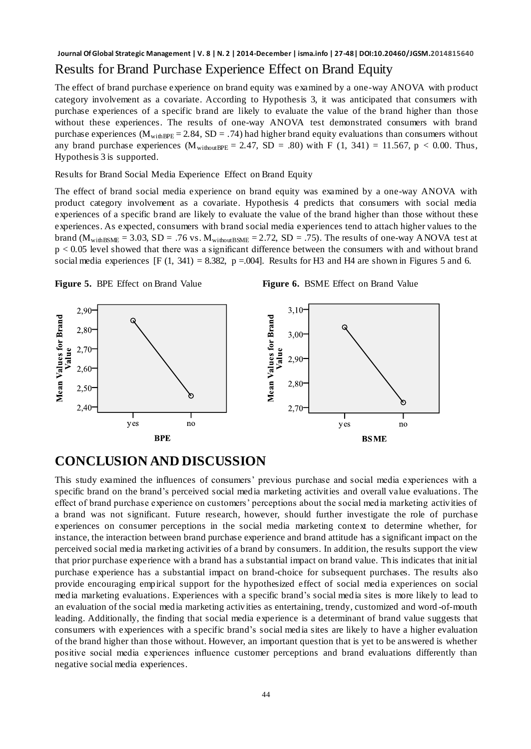## Results for Brand Purchase Experience Effect on Brand Equity

The effect of brand purchase experience on brand equity was examined by a one-way ANOVA with product category involvement as a covariate. According to Hypothesis 3, it was anticipated that consumers with purchase experiences of a specific brand are likely to evaluate the value of the brand higher than those without these experiences. The results of one-way ANOVA test demonstrated consumers with brand purchase experiences ($M_{withBPE} = 2.84$, SD = .74) had higher brand equity evaluations than consumers without any brand purchase experiences ($M_{withoutBPE} = 2.47$, SD = .80) with $F(1, 341) = 11.567$, $p < 0.00$. Thus, Hypothesis 3 is supported.

Results for Brand Social Media Experience Effect on Brand Equity

The effect of brand social media experience on brand equity was examined by a one-way ANOVA with product category involvement as a covariate. Hypothesis 4 predicts that consumers with social media experiences of a specific brand are likely to evaluate the value of the brand higher than those without these experiences. As expected, consumers with brand social media experiences tend to attach higher values to the brand ($M_{withBSME} = 3.03$, SD = .76 vs. $M_{withoutBSME} = 2.72$, SD = .75). The results of one-way ANOVA test at $p < 0.05$ level showed that there was a significant difference between the consumers with and without brand social media experiences [$F(1, 341) = 8.382$, $p = .004$]. Results for H3 and H4 are shown in Figures 5 and 6.

**Figure 5.** BPE Effect on Brand Value

**Figure 6.** BSME Effect on Brand Value

# CONCLUSION AND DISCUSSION

This study examined the influences of consumers' previous purchase and social media experiences with a specific brand on the brand's perceived social media marketing activities and overall value evaluations. The effect of brand purchase experience on customers' perceptions about the social media marketing activities of a brand was not significant. Future research, however, should further investigate the role of purchase experiences on consumer perceptions in the social media marketing context to determine whether, for instance, the interaction between brand purchase experience and brand attitude has a significant impact on the perceived social media marketing activities of a brand by consumers. In addition, the results support the view that prior purchase experience with a brand has a substantial impact on brand value. This indicates that initial purchase experience has a substantial impact on brand-choice for subsequent purchases. The results also provide encouraging empirical support for the hypothesized effect of social media experiences on social media marketing evaluations. Experiences with a specific brand's social media sites is more likely to lead to an evaluation of the social media marketing activities as entertaining, trendy, customized and word-of-mouth leading. Additionally, the finding that social media experience is a determinant of brand value suggests that consumers with experiences with a specific brand's social media sites are likely to have a higher evaluation of the brand higher than those without. However, an important question that is yet to be answered is whether positive social media experiences influence customer perceptions and brand evaluations differently than negative social media experiences.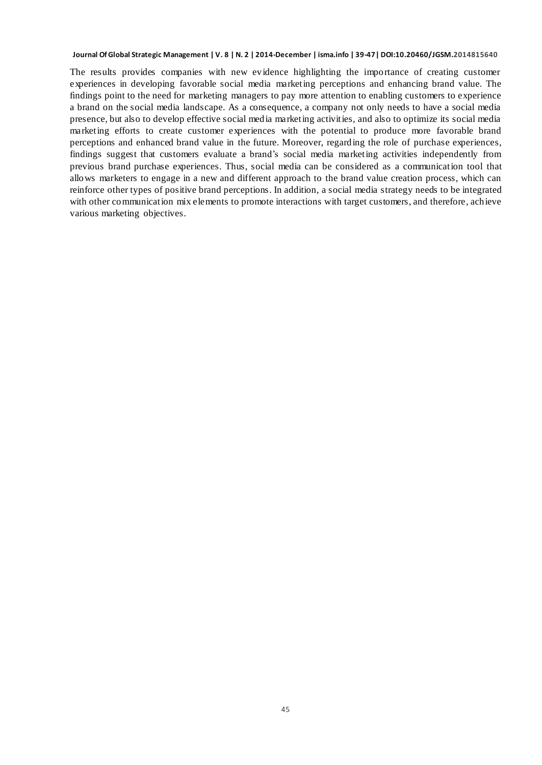The results provides companies with new evidence highlighting the importance of creating customer experiences in developing favorable social media marketing perceptions and enhancing brand value. The findings point to the need for marketing managers to pay more attention to enabling customers to experience a brand on the social media landscape. As a consequence, a company not only needs to have a social media presence, but also to develop effective social media marketing activities, and also to optimize its social media marketing efforts to create customer experiences with the potential to produce more favorable brand perceptions and enhanced brand value in the future. Moreover, regarding the role of purchase experiences, findings suggest that customers evaluate a brand's social media marketing activities independently from previous brand purchase experiences. Thus, social media can be considered as a communication tool that allows marketers to engage in a new and different approach to the brand value creation process, which can reinforce other types of positive brand perceptions. In addition, a social media strategy needs to be integrated with other communication mix elements to promote interactions with target customers, and therefore, achieve various marketing objectives.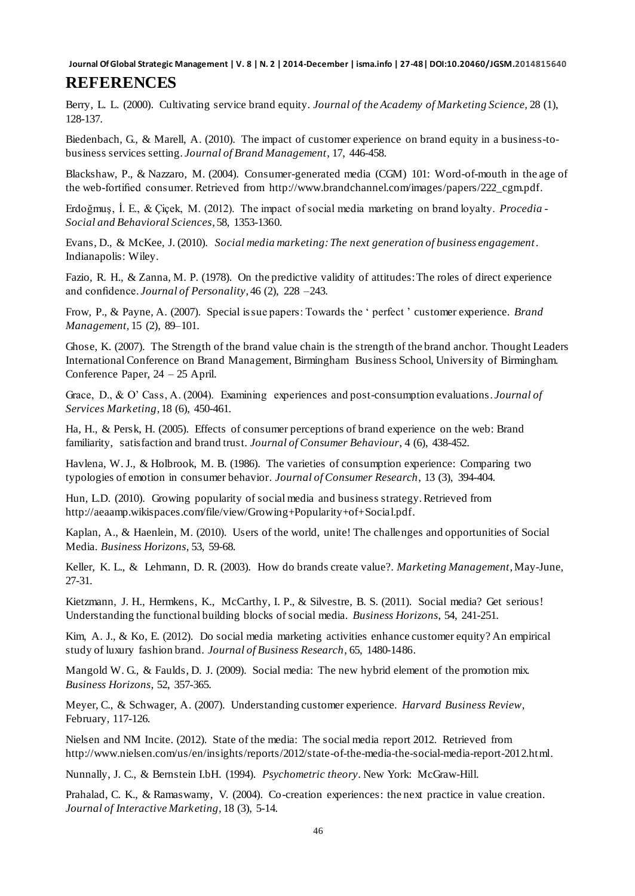# REFERENCES

Berry, L. L. (2000). Cultivating service brand equity. *Journal of the Academy of Marketing Science*, 28 (1), 128-137.

Biedenbach, G., & Marell, A. (2010). The impact of customer experience on brand equity in a business-to-business services setting. *Journal of Brand Management*, 17, 446-458.

Blackshaw, P., & Nazzaro, M. (2004). Consumer-generated media (CGM) 101: Word-of-mouth in the age of the web-fortified consumer. Retrieved from http://www.brandchannel.com/images/papers/222_cgm.pdf.

Erdoğmuş, İ. E., & Çiçek, M. (2012). The impact of social media marketing on brand loyalty. *Procedia - Social and Behavioral Sciences*, 58, 1353-1360.

Evans, D., & McKee, J. (2010). *Social media marketing: The next generation of business engagement*. Indianapolis: Wiley.

Fazio, R. H., & Zanna, M. P. (1978). On the predictive validity of attitudes: The roles of direct experience and confidence. *Journal of Personality*, 46 (2), 228 –243.

Frow, P., & Payne, A. (2007). Special issue papers: Towards the ' perfect ' customer experience. *Brand Management*, 15 (2), 89–101.

Ghose, K. (2007). The Strength of the brand value chain is the strength of the brand anchor. Thought Leaders International Conference on Brand Management, Birmingham Business School, University of Birmingham. Conference Paper, 24 – 25 April.

Grace, D., & O' Cass, A. (2004). Examining experiences and post-consumption evaluations. *Journal of Services Marketing*, 18 (6), 450-461.

Ha, H., & Persk, H. (2005). Effects of consumer perceptions of brand experience on the web: Brand familiarity, satisfaction and brand trust. *Journal of Consumer Behaviour*, 4 (6), 438-452.

Havlena, W. J., & Holbrook, M. B. (1986). The varieties of consumption experience: Comparing two typologies of emotion in consumer behavior. *Journal of Consumer Research*, 13 (3), 394-404.

Hun, L.D. (2010). Growing popularity of social media and business strategy. Retrieved from http://aeaamp.wikispaces.com/file/view/Growing+Popularity+of+Social.pdf.

Kaplan, A., & Haenlein, M. (2010). Users of the world, unite! The challenges and opportunities of Social Media. *Business Horizons*, 53, 59-68.

Keller, K. L., & Lehmann, D. R. (2003). How do brands create value?. *Marketing Management*, May-June, 27-31.

Kietzmann, J. H., Hermkens, K., McCarthy, I. P., & Silvestre, B. S. (2011). Social media? Get serious! Understanding the functional building blocks of social media. *Business Horizons*, 54, 241-251.

Kim, A. J., & Ko, E. (2012). Do social media marketing activities enhance customer equity? An empirical study of luxury fashion brand. *Journal of Business Research*, 65, 1480-1486.

Mangold W. G., & Faulds, D. J. (2009). Social media: The new hybrid element of the promotion mix. *Business Horizons*, 52, 357-365.

Meyer, C., & Schwager, A. (2007). Understanding customer experience. *Harvard Business Review*, February, 117-126.

Nielsen and NM Incite. (2012). State of the media: The social media report 2012. Retrieved from http://www.nielsen.com/us/en/insights/reports/2012/state-of-the-media-the-social-media-report-2012.html.

Nunnally, J. C., & Bernstein I.bH. (1994). *Psychometric theory*. New York: McGraw-Hill.

Prahalad, C. K., & Ramaswamy, V. (2004). Co-creation experiences: the next practice in value creation. *Journal of Interactive Marketing*, 18 (3), 5-14.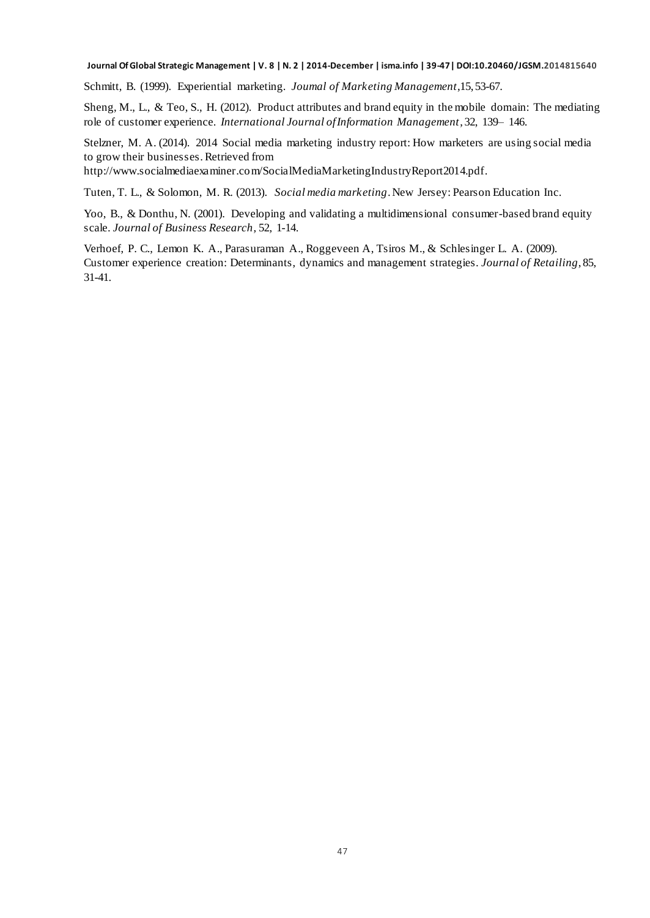Schmitt, B. (1999). Experiential marketing. *Joumal of Marketing Management*,15, 53-67.

Sheng, M., L., & Teo, S., H. (2012). Product attributes and brand equity in the mobile domain: The mediating role of customer experience. *International Journal of Information Management*, 32, 139– 146.

Stelzner, M. A. (2014). 2014 Social media marketing industry report: How marketers are using social media to grow their businesses. Retrieved from http://www.socialmediaexaminer.com/SocialMediaMarketingIndustryReport2014.pdf.

Tuten, T. L., & Solomon, M. R. (2013). *Social media marketing*. New Jersey: Pearson Education Inc.

Yoo, B., & Donthu, N. (2001). Developing and validating a multidimensional consumer-based brand equity scale. *Journal of Business Research*, 52, 1-14.

Verhoef, P. C., Lemon K. A., Parasuraman A., Roggeveen A, Tsiros M., & Schlesinger L. A. (2009). Customer experience creation: Determinants, dynamics and management strategies. *Journal of Retailing*, 85, 31-41.